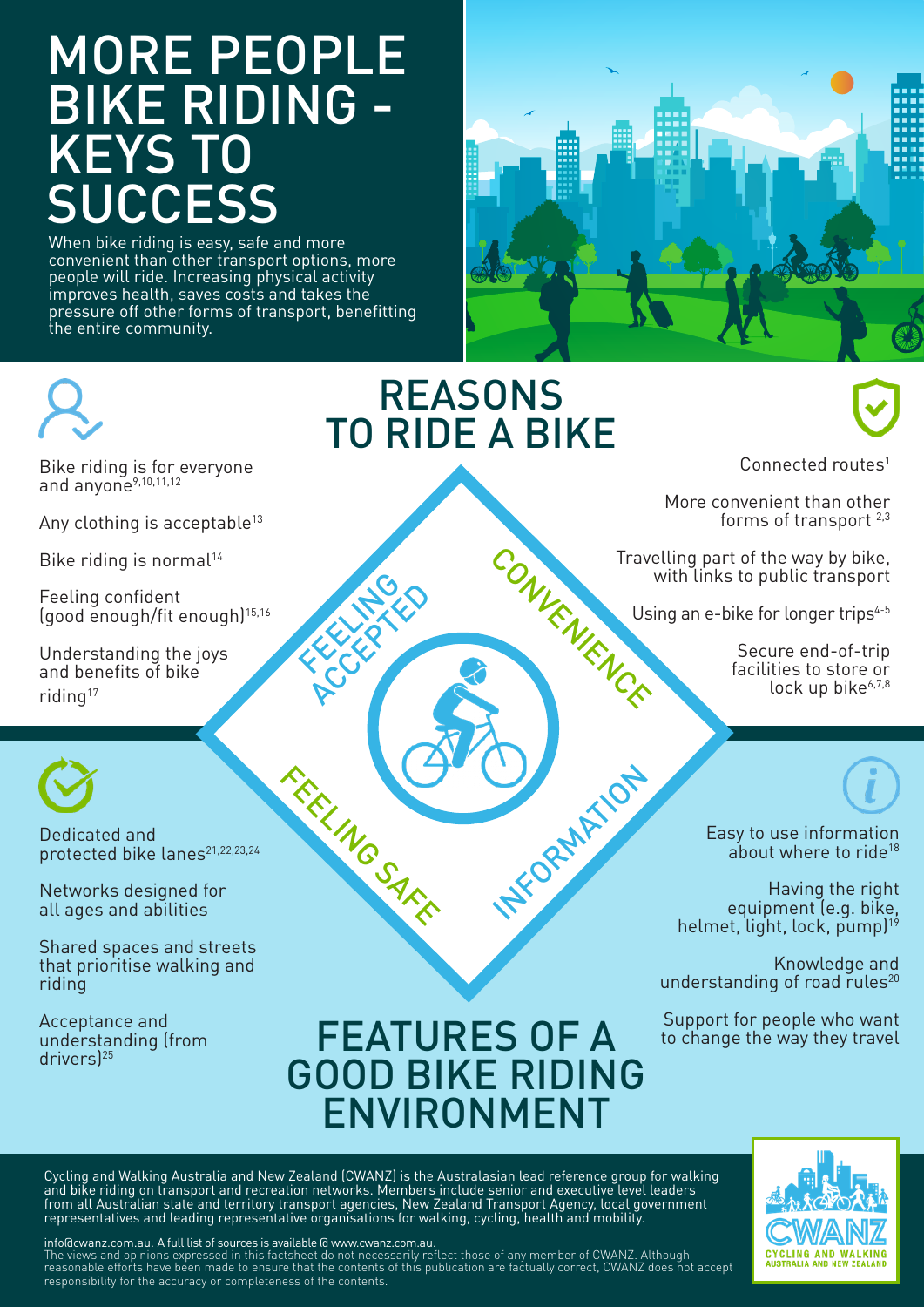# MORE PEOPLE BIKE RIDING - KEYS TO SUCCESS

When bike riding is easy, safe and more convenient than other transport options, more people will ride. Increasing physical activity improves health, saves costs and takes the pressure off other forms of transport, benefitting the entire community.

## REASONS TO RIDE A BIKE

### FEELING ACCEPTED

- Bike riding is for everyone and anyone[9,10,11,12]
- Any clothing is acceptable[13]
- Bike riding is normal[14]
- Feeling confident (good enough/fit enough)[15,16]
- Understanding the joys and benefits of bike riding[17]

### CONVENIENCE

- Connected routes[1]
- More convenient than other forms of transport [2,3]
- Travelling part of the way by bike, with links to public transport
- Using an e-bike for longer trips[4-5]
- Secure end-of-trip facilities to store or lock up bike[6,7,8]

### FEELING SAFE

- Dedicated and protected bike lanes[21,22,23,24]
- Networks designed for all ages and abilities
- Shared spaces and streets that prioritise walking and riding
- Acceptance and understanding (from drivers)[25]

### INFORMATION

- Easy to use information about where to ride[18]
- Having the right equipment (e.g. bike, helmet, light, lock, pump)[19]
- Knowledge and understanding of road rules[20]
- Support for people who want to change the way they travel

## FEATURES OF A GOOD BIKE RIDING ENVIRONMENT

Cycling and Walking Australia and New Zealand (CWANZ) is the Australasian lead reference group for walking and bike riding on transport and recreation networks. Members include senior and executive level leaders from all Australian state and territory transport agencies, New Zealand Transport Agency, local government representatives and leading representative organisations for walking, cycling, health and mobility.

info@cwanz.com.au. A full list of sources is available @ www.cwanz.com.au.
The views and opinions expressed in this factsheet do not necessarily reflect those of any member of CWANZ. Although reasonable efforts have been made to ensure that the contents of this publication are factually correct, CWANZ does not accept responsibility for the accuracy or completeness of the contents.

CWANZ — CYCLING AND WALKING AUSTRALIA AND NEW ZEALAND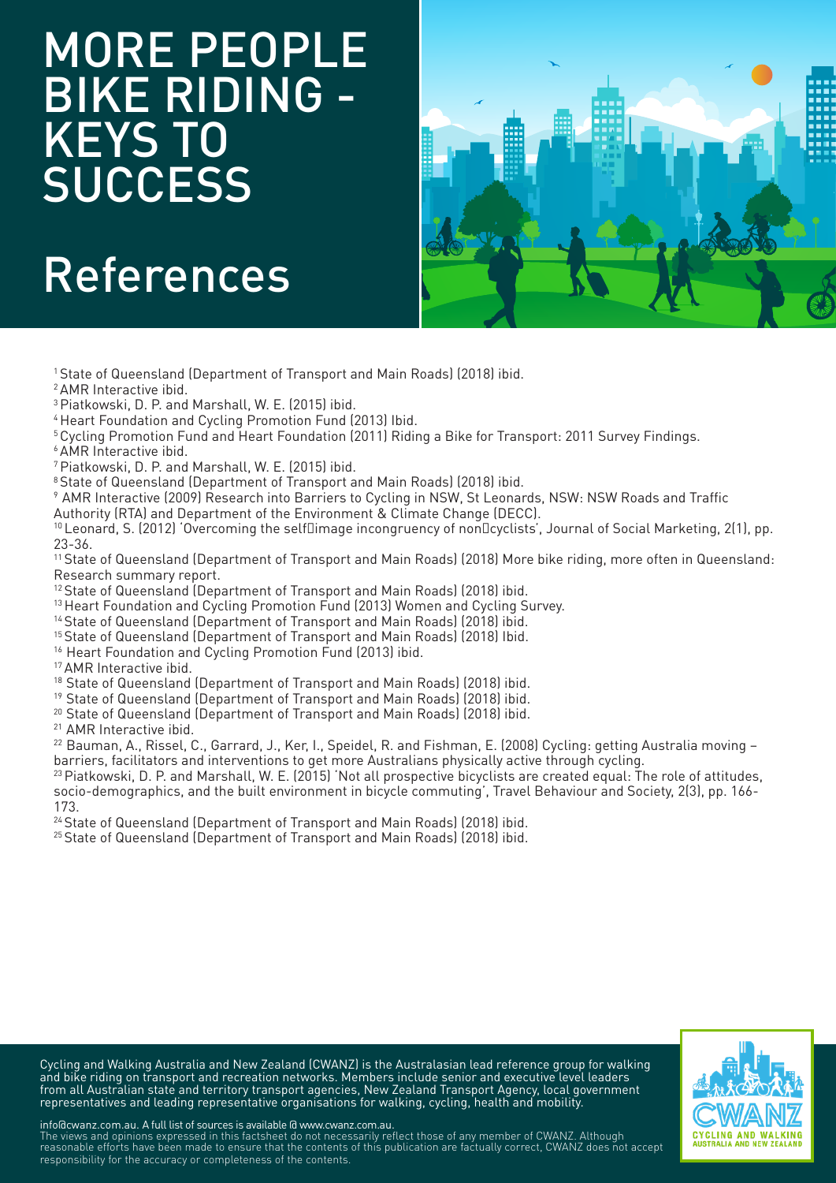# MORE PEOPLE BIKE RIDING - KEYS TO SUCCESS

# References

[1] State of Queensland (Department of Transport and Main Roads) (2018) ibid.
[2] AMR Interactive ibid.
[3] Piatkowski, D. P. and Marshall, W. E. (2015) ibid.
[4] Heart Foundation and Cycling Promotion Fund (2013) Ibid.
[5] Cycling Promotion Fund and Heart Foundation (2011) Riding a Bike for Transport: 2011 Survey Findings.
[6] AMR Interactive ibid.
[7] Piatkowski, D. P. and Marshall, W. E. (2015) ibid.
[8] State of Queensland (Department of Transport and Main Roads) (2018) ibid.
[9] AMR Interactive (2009) Research into Barriers to Cycling in NSW, St Leonards, NSW: NSW Roads and Traffic Authority (RTA) and Department of the Environment & Climate Change (DECC).
[10] Leonard, S. (2012) 'Overcoming the self-image incongruency of non-cyclists', Journal of Social Marketing, 2(1), pp. 23-36.
[11] State of Queensland (Department of Transport and Main Roads) (2018) More bike riding, more often in Queensland: Research summary report.
[12] State of Queensland (Department of Transport and Main Roads) (2018) ibid.
[13] Heart Foundation and Cycling Promotion Fund (2013) Women and Cycling Survey.
[14] State of Queensland (Department of Transport and Main Roads) (2018) ibid.
[15] State of Queensland (Department of Transport and Main Roads) (2018) Ibid.
[16] Heart Foundation and Cycling Promotion Fund (2013) ibid.
[17] AMR Interactive ibid.
[18] State of Queensland (Department of Transport and Main Roads) (2018) ibid.
[19] State of Queensland (Department of Transport and Main Roads) (2018) ibid.
[20] State of Queensland (Department of Transport and Main Roads) (2018) ibid.
[21] AMR Interactive ibid.
[22] Bauman, A., Rissel, C., Garrard, J., Ker, I., Speidel, R. and Fishman, E. (2008) Cycling: getting Australia moving – barriers, facilitators and interventions to get more Australians physically active through cycling.
[23] Piatkowski, D. P. and Marshall, W. E. (2015) 'Not all prospective bicyclists are created equal: The role of attitudes, socio-demographics, and the built environment in bicycle commuting', Travel Behaviour and Society, 2(3), pp. 166-173.
[24] State of Queensland (Department of Transport and Main Roads) (2018) ibid.
[25] State of Queensland (Department of Transport and Main Roads) (2018) ibid.

Cycling and Walking Australia and New Zealand (CWANZ) is the Australasian lead reference group for walking and bike riding on transport and recreation networks. Members include senior and executive level leaders from all Australian state and territory transport agencies, New Zealand Transport Agency, local government representatives and leading representative organisations for walking, cycling, health and mobility.

info@cwanz.com.au. A full list of sources is available @ www.cwanz.com.au.
The views and opinions expressed in this factsheet do not necessarily reflect those of any member of CWANZ. Although reasonable efforts have been made to ensure that the contents of this publication are factually correct, CWANZ does not accept responsibility for the accuracy or completeness of the contents.

CWANZ
CYCLING AND WALKING AUSTRALIA AND NEW ZEALAND